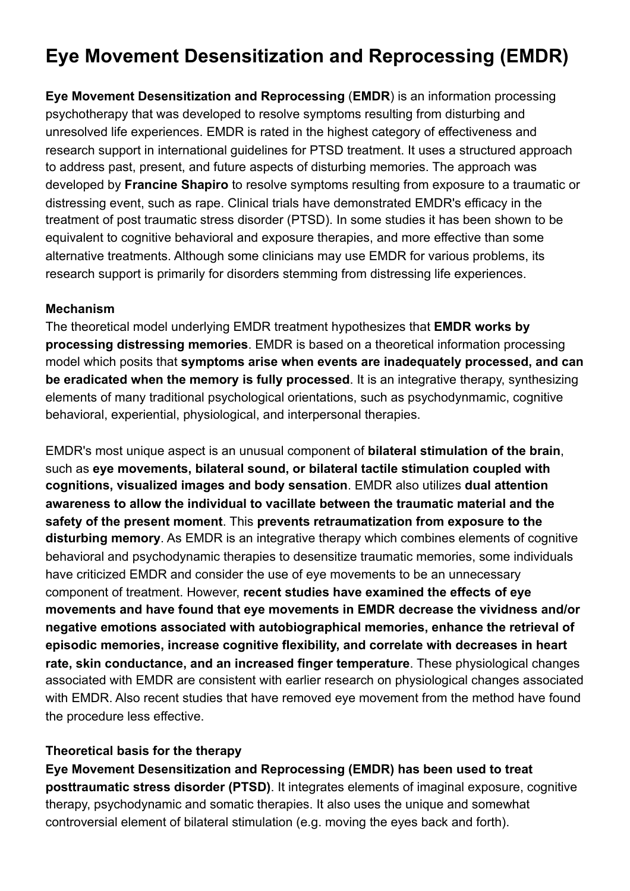# Eye Movement Desensitization and Reprocessing (EMDR)

**Eye Movement Desensitization and Reprocessing** (**EMDR**) is an information processing psychotherapy that was developed to resolve symptoms resulting from disturbing and unresolved life experiences. EMDR is rated in the highest category of effectiveness and research support in international guidelines for PTSD treatment. It uses a structured approach to address past, present, and future aspects of disturbing memories. The approach was developed by **Francine Shapiro** to resolve symptoms resulting from exposure to a traumatic or distressing event, such as rape. Clinical trials have demonstrated EMDR's efficacy in the treatment of post traumatic stress disorder (PTSD). In some studies it has been shown to be equivalent to cognitive behavioral and exposure therapies, and more effective than some alternative treatments. Although some clinicians may use EMDR for various problems, its research support is primarily for disorders stemming from distressing life experiences.

**Mechanism**

The theoretical model underlying EMDR treatment hypothesizes that **EMDR works by processing distressing memories**. EMDR is based on a theoretical information processing model which posits that **symptoms arise when events are inadequately processed, and can be eradicated when the memory is fully processed**. It is an integrative therapy, synthesizing elements of many traditional psychological orientations, such as psychodynmamic, cognitive behavioral, experiential, physiological, and interpersonal therapies.

EMDR's most unique aspect is an unusual component of **bilateral stimulation of the brain**, such as **eye movements, bilateral sound, or bilateral tactile stimulation coupled with cognitions, visualized images and body sensation**. EMDR also utilizes **dual attention awareness to allow the individual to vacillate between the traumatic material and the safety of the present moment**. This **prevents retraumatization from exposure to the disturbing memory**. As EMDR is an integrative therapy which combines elements of cognitive behavioral and psychodynamic therapies to desensitize traumatic memories, some individuals have criticized EMDR and consider the use of eye movements to be an unnecessary component of treatment. However, **recent studies have examined the effects of eye movements and have found that eye movements in EMDR decrease the vividness and/or negative emotions associated with autobiographical memories, enhance the retrieval of episodic memories, increase cognitive flexibility, and correlate with decreases in heart rate, skin conductance, and an increased finger temperature**. These physiological changes associated with EMDR are consistent with earlier research on physiological changes associated with EMDR. Also recent studies that have removed eye movement from the method have found the procedure less effective.

**Theoretical basis for the therapy**

**Eye Movement Desensitization and Reprocessing (EMDR) has been used to treat posttraumatic stress disorder (PTSD)**. It integrates elements of imaginal exposure, cognitive therapy, psychodynamic and somatic therapies. It also uses the unique and somewhat controversial element of bilateral stimulation (e.g. moving the eyes back and forth).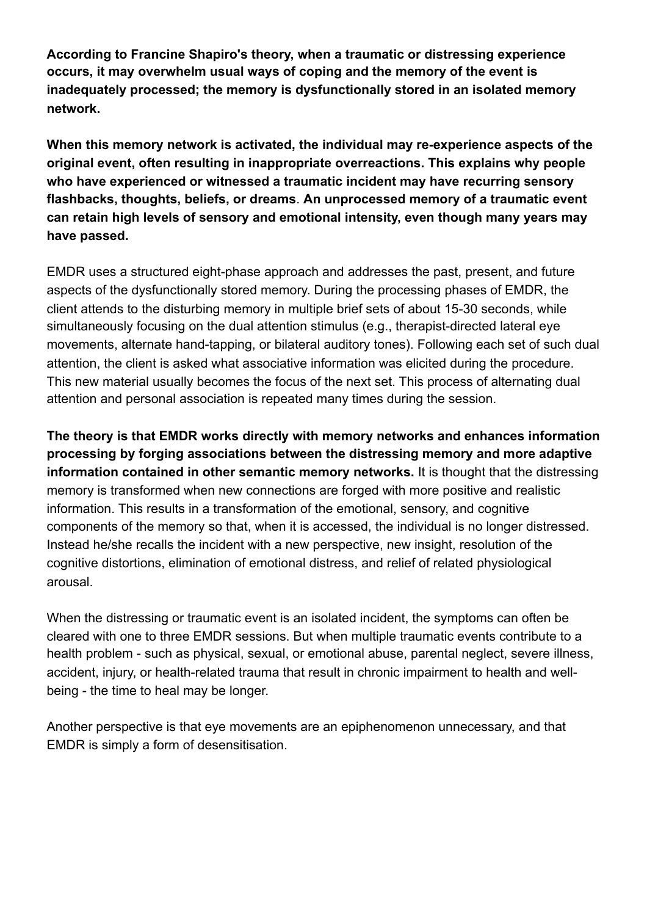**According to Francine Shapiro's theory, when a traumatic or distressing experience occurs, it may overwhelm usual ways of coping and the memory of the event is inadequately processed; the memory is dysfunctionally stored in an isolated memory network.**

**When this memory network is activated, the individual may re-experience aspects of the original event, often resulting in inappropriate overreactions. This explains why people who have experienced or witnessed a traumatic incident may have recurring sensory flashbacks, thoughts, beliefs, or dreams**. **An unprocessed memory of a traumatic event can retain high levels of sensory and emotional intensity, even though many years may have passed.**

EMDR uses a structured eight-phase approach and addresses the past, present, and future aspects of the dysfunctionally stored memory. During the processing phases of EMDR, the client attends to the disturbing memory in multiple brief sets of about 15-30 seconds, while simultaneously focusing on the dual attention stimulus (e.g., therapist-directed lateral eye movements, alternate hand-tapping, or bilateral auditory tones). Following each set of such dual attention, the client is asked what associative information was elicited during the procedure. This new material usually becomes the focus of the next set. This process of alternating dual attention and personal association is repeated many times during the session.

**The theory is that EMDR works directly with memory networks and enhances information processing by forging associations between the distressing memory and more adaptive information contained in other semantic memory networks.** It is thought that the distressing memory is transformed when new connections are forged with more positive and realistic information. This results in a transformation of the emotional, sensory, and cognitive components of the memory so that, when it is accessed, the individual is no longer distressed. Instead he/she recalls the incident with a new perspective, new insight, resolution of the cognitive distortions, elimination of emotional distress, and relief of related physiological arousal.

When the distressing or traumatic event is an isolated incident, the symptoms can often be cleared with one to three EMDR sessions. But when multiple traumatic events contribute to a health problem - such as physical, sexual, or emotional abuse, parental neglect, severe illness, accident, injury, or health-related trauma that result in chronic impairment to health and well-being - the time to heal may be longer.

Another perspective is that eye movements are an epiphenomenon unnecessary, and that EMDR is simply a form of desensitisation.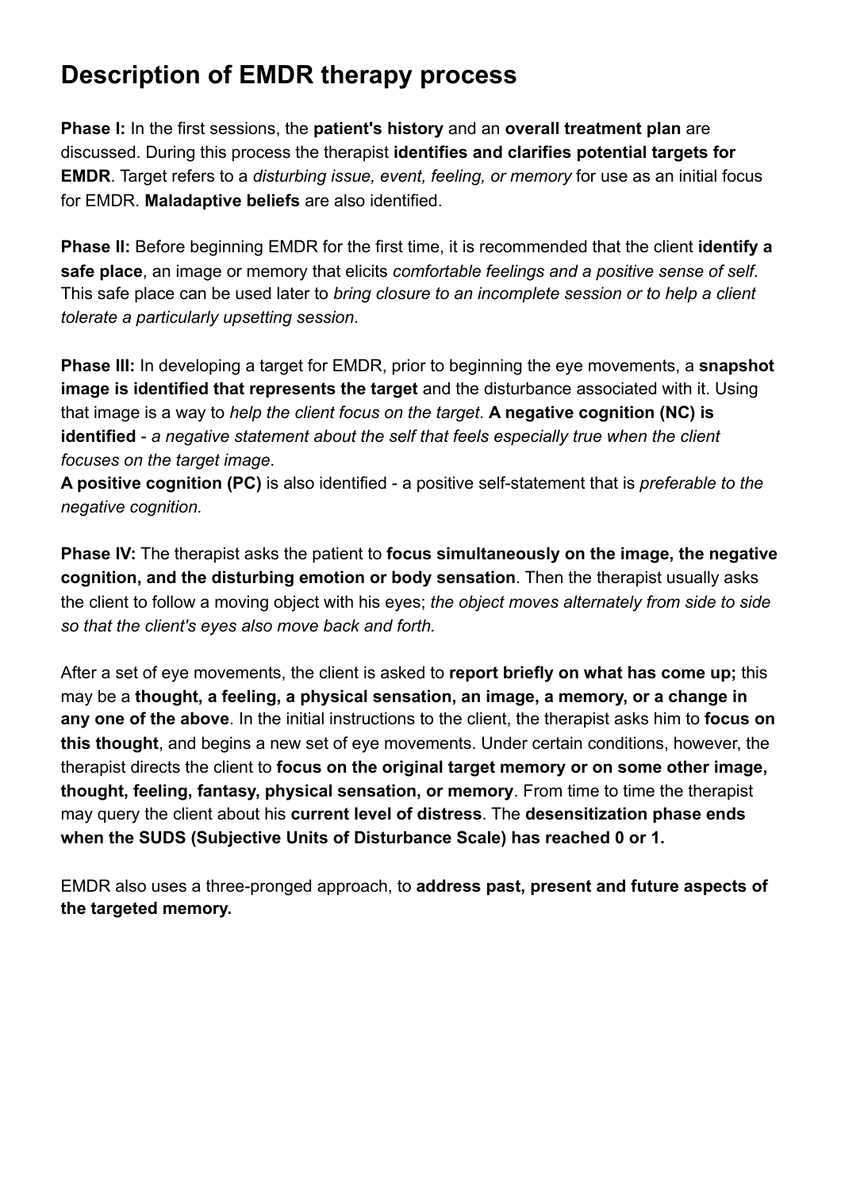# Description of EMDR therapy process

**Phase I:** In the first sessions, the **patient's history** and an **overall treatment plan** are discussed. During this process the therapist **identifies and clarifies potential targets for EMDR**. Target refers to a *disturbing issue, event, feeling, or memory* for use as an initial focus for EMDR. **Maladaptive beliefs** are also identified.

**Phase II:** Before beginning EMDR for the first time, it is recommended that the client **identify a safe place**, an image or memory that elicits *comfortable feelings and a positive sense of self*. This safe place can be used later to *bring closure to an incomplete session or to help a client tolerate a particularly upsetting session*.

**Phase III:** In developing a target for EMDR, prior to beginning the eye movements, a **snapshot image is identified that represents the target** and the disturbance associated with it. Using that image is a way to *help the client focus on the target*. **A negative cognition (NC) is identified** - *a negative statement about the self that feels especially true when the client focuses on the target image*.
**A positive cognition (PC)** is also identified - a positive self-statement that is *preferable to the negative cognition.*

**Phase IV:** The therapist asks the patient to **focus simultaneously on the image, the negative cognition, and the disturbing emotion or body sensation**. Then the therapist usually asks the client to follow a moving object with his eyes; *the object moves alternately from side to side so that the client's eyes also move back and forth.*

After a set of eye movements, the client is asked to **report briefly on what has come up;** this may be a **thought, a feeling, a physical sensation, an image, a memory, or a change in any one of the above**. In the initial instructions to the client, the therapist asks him to **focus on this thought**, and begins a new set of eye movements. Under certain conditions, however, the therapist directs the client to **focus on the original target memory or on some other image, thought, feeling, fantasy, physical sensation, or memory**. From time to time the therapist may query the client about his **current level of distress**. The **desensitization phase ends when the SUDS (Subjective Units of Disturbance Scale) has reached 0 or 1.**

EMDR also uses a three-pronged approach, to **address past, present and future aspects of the targeted memory.**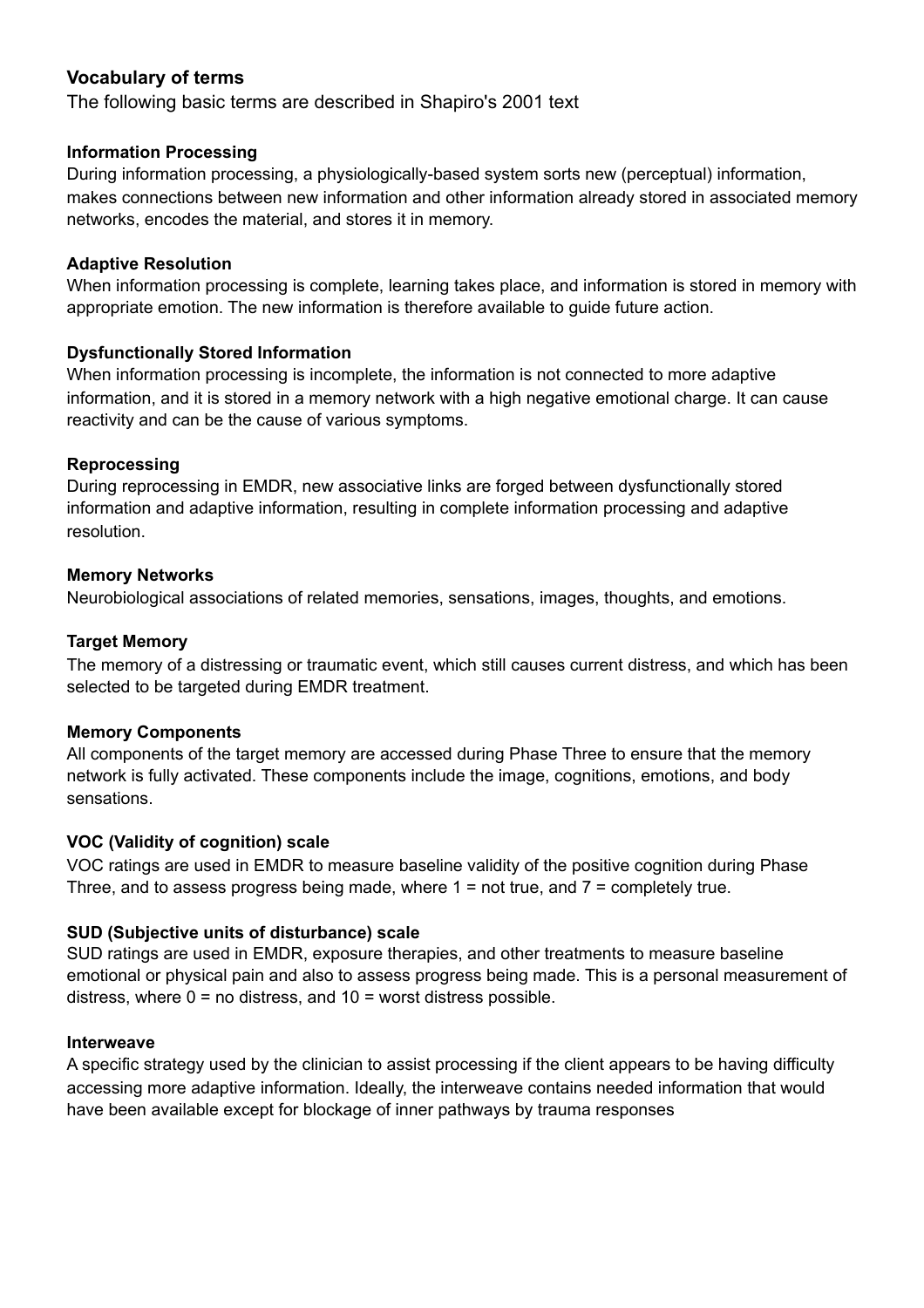## Vocabulary of terms

The following basic terms are described in Shapiro's 2001 text

### Information Processing

During information processing, a physiologically-based system sorts new (perceptual) information, makes connections between new information and other information already stored in associated memory networks, encodes the material, and stores it in memory.

### Adaptive Resolution

When information processing is complete, learning takes place, and information is stored in memory with appropriate emotion. The new information is therefore available to guide future action.

### Dysfunctionally Stored Information

When information processing is incomplete, the information is not connected to more adaptive information, and it is stored in a memory network with a high negative emotional charge. It can cause reactivity and can be the cause of various symptoms.

### Reprocessing

During reprocessing in EMDR, new associative links are forged between dysfunctionally stored information and adaptive information, resulting in complete information processing and adaptive resolution.

### Memory Networks

Neurobiological associations of related memories, sensations, images, thoughts, and emotions.

### Target Memory

The memory of a distressing or traumatic event, which still causes current distress, and which has been selected to be targeted during EMDR treatment.

### Memory Components

All components of the target memory are accessed during Phase Three to ensure that the memory network is fully activated. These components include the image, cognitions, emotions, and body sensations.

### VOC (Validity of cognition) scale

VOC ratings are used in EMDR to measure baseline validity of the positive cognition during Phase Three, and to assess progress being made, where 1 = not true, and 7 = completely true.

### SUD (Subjective units of disturbance) scale

SUD ratings are used in EMDR, exposure therapies, and other treatments to measure baseline emotional or physical pain and also to assess progress being made. This is a personal measurement of distress, where 0 = no distress, and 10 = worst distress possible.

### Interweave

A specific strategy used by the clinician to assist processing if the client appears to be having difficulty accessing more adaptive information. Ideally, the interweave contains needed information that would have been available except for blockage of inner pathways by trauma responses